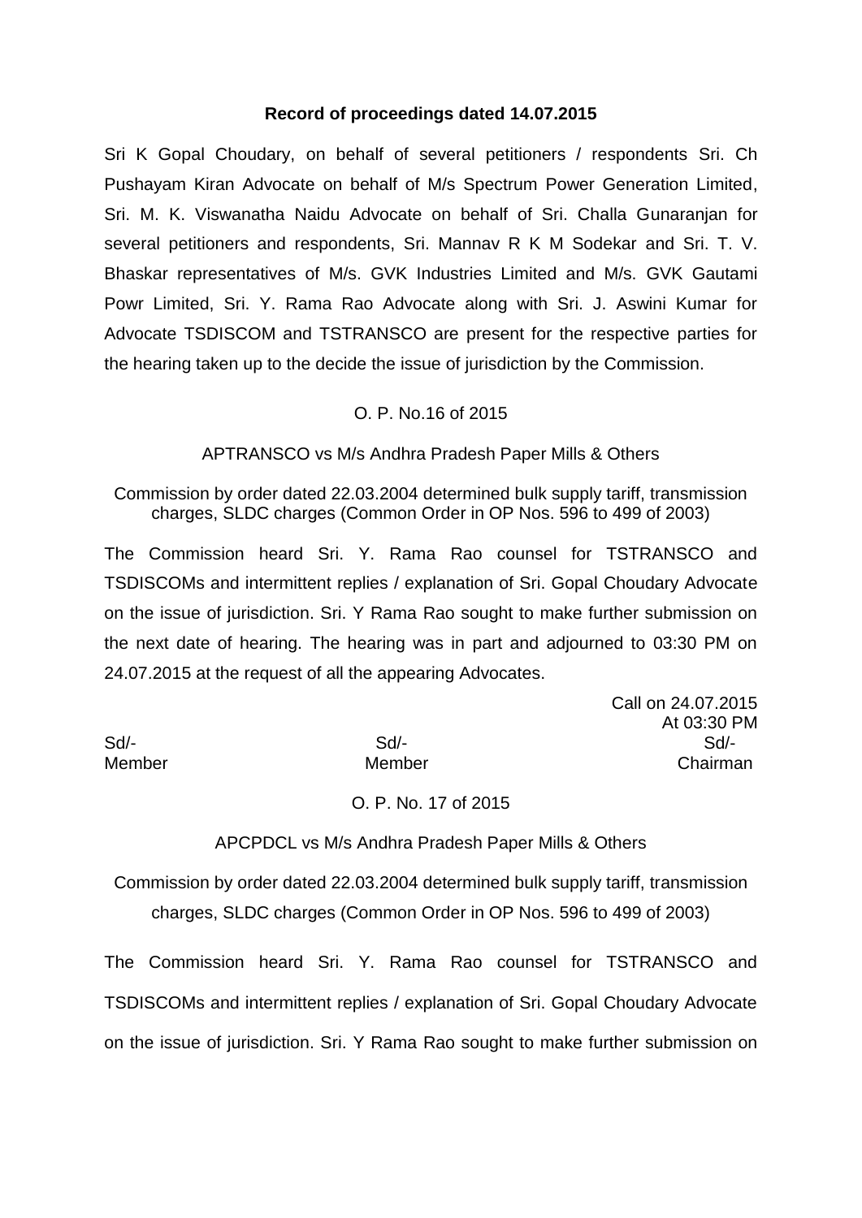**Record of proceedings dated 14.07.2015**

Sri K Gopal Choudary, on behalf of several petitioners / respondents Sri. Ch Pushayam Kiran Advocate on behalf of M/s Spectrum Power Generation Limited, Sri. M. K. Viswanatha Naidu Advocate on behalf of Sri. Challa Gunaranjan for several petitioners and respondents, Sri. Mannav R K M Sodekar and Sri. T. V. Bhaskar representatives of M/s. GVK Industries Limited and M/s. GVK Gautami Powr Limited, Sri. Y. Rama Rao Advocate along with Sri. J. Aswini Kumar for Advocate TSDISCOM and TSTRANSCO are present for the respective parties for the hearing taken up to the decide the issue of jurisdiction by the Commission.

O. P. No.16 of 2015

APTRANSCO vs M/s Andhra Pradesh Paper Mills & Others

Commission by order dated 22.03.2004 determined bulk supply tariff, transmission charges, SLDC charges (Common Order in OP Nos. 596 to 499 of 2003)

The Commission heard Sri. Y. Rama Rao counsel for TSTRANSCO and TSDISCOMs and intermittent replies / explanation of Sri. Gopal Choudary Advocate on the issue of jurisdiction. Sri. Y Rama Rao sought to make further submission on the next date of hearing. The hearing was in part and adjourned to 03:30 PM on 24.07.2015 at the request of all the appearing Advocates.

Call on 24.07.2015
At 03:30 PM

| Sd/- | Sd/- | Sd/- |
|---|---|---|
| Member | Member | Chairman |

O. P. No. 17 of 2015

APCPDCL vs M/s Andhra Pradesh Paper Mills & Others

Commission by order dated 22.03.2004 determined bulk supply tariff, transmission charges, SLDC charges (Common Order in OP Nos. 596 to 499 of 2003)

The Commission heard Sri. Y. Rama Rao counsel for TSTRANSCO and TSDISCOMs and intermittent replies / explanation of Sri. Gopal Choudary Advocate on the issue of jurisdiction. Sri. Y Rama Rao sought to make further submission on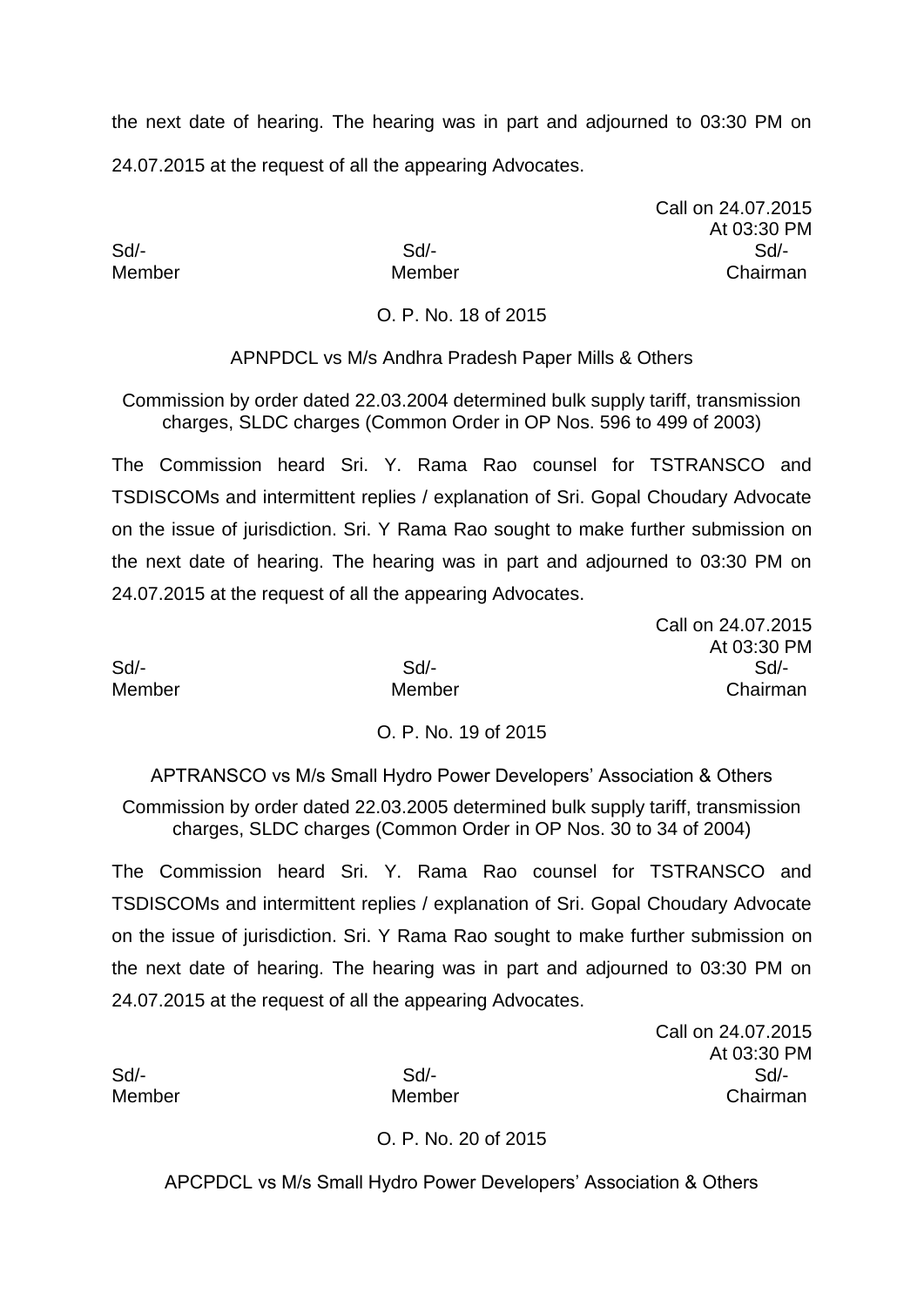the next date of hearing. The hearing was in part and adjourned to 03:30 PM on 24.07.2015 at the request of all the appearing Advocates.

Call on 24.07.2015
At 03:30 PM

| Sd/- | Sd/- | Sd/- |
|---|---|---|
| Member | Member | Chairman |

O. P. No. 18 of 2015

APNPDCL vs M/s Andhra Pradesh Paper Mills & Others

Commission by order dated 22.03.2004 determined bulk supply tariff, transmission charges, SLDC charges (Common Order in OP Nos. 596 to 499 of 2003)

The Commission heard Sri. Y. Rama Rao counsel for TSTRANSCO and TSDISCOMs and intermittent replies / explanation of Sri. Gopal Choudary Advocate on the issue of jurisdiction. Sri. Y Rama Rao sought to make further submission on the next date of hearing. The hearing was in part and adjourned to 03:30 PM on 24.07.2015 at the request of all the appearing Advocates.

Call on 24.07.2015
At 03:30 PM

| Sd/- | Sd/- | Sd/- |
|---|---|---|
| Member | Member | Chairman |

O. P. No. 19 of 2015

APTRANSCO vs M/s Small Hydro Power Developers' Association & Others

Commission by order dated 22.03.2005 determined bulk supply tariff, transmission charges, SLDC charges (Common Order in OP Nos. 30 to 34 of 2004)

The Commission heard Sri. Y. Rama Rao counsel for TSTRANSCO and TSDISCOMs and intermittent replies / explanation of Sri. Gopal Choudary Advocate on the issue of jurisdiction. Sri. Y Rama Rao sought to make further submission on the next date of hearing. The hearing was in part and adjourned to 03:30 PM on 24.07.2015 at the request of all the appearing Advocates.

Call on 24.07.2015
At 03:30 PM

| Sd/- | Sd/- | Sd/- |
|---|---|---|
| Member | Member | Chairman |

O. P. No. 20 of 2015

APCPDCL vs M/s Small Hydro Power Developers' Association & Others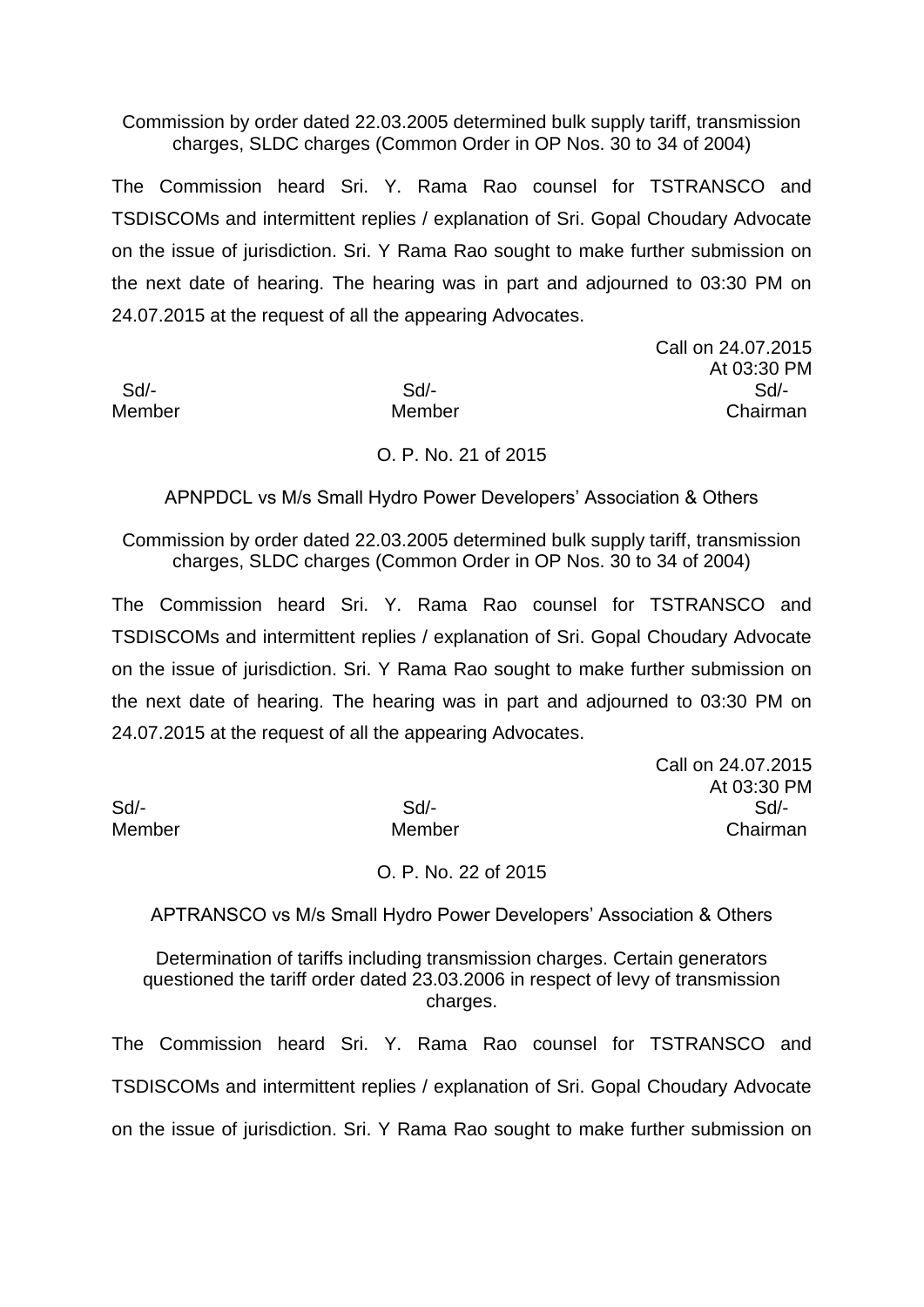Commission by order dated 22.03.2005 determined bulk supply tariff, transmission charges, SLDC charges (Common Order in OP Nos. 30 to 34 of 2004)

The Commission heard Sri. Y. Rama Rao counsel for TSTRANSCO and TSDISCOMs and intermittent replies / explanation of Sri. Gopal Choudary Advocate on the issue of jurisdiction. Sri. Y Rama Rao sought to make further submission on the next date of hearing. The hearing was in part and adjourned to 03:30 PM on 24.07.2015 at the request of all the appearing Advocates.

Call on 24.07.2015
At 03:30 PM

| Sd/- | Sd/- | Sd/- |
|---|---|---|
| Member | Member | Chairman |

O. P. No. 21 of 2015

APNPDCL vs M/s Small Hydro Power Developers' Association & Others

Commission by order dated 22.03.2005 determined bulk supply tariff, transmission charges, SLDC charges (Common Order in OP Nos. 30 to 34 of 2004)

The Commission heard Sri. Y. Rama Rao counsel for TSTRANSCO and TSDISCOMs and intermittent replies / explanation of Sri. Gopal Choudary Advocate on the issue of jurisdiction. Sri. Y Rama Rao sought to make further submission on the next date of hearing. The hearing was in part and adjourned to 03:30 PM on 24.07.2015 at the request of all the appearing Advocates.

Call on 24.07.2015
At 03:30 PM

| Sd/- | Sd/- | Sd/- |
|---|---|---|
| Member | Member | Chairman |

O. P. No. 22 of 2015

APTRANSCO vs M/s Small Hydro Power Developers' Association & Others

Determination of tariffs including transmission charges. Certain generators questioned the tariff order dated 23.03.2006 in respect of levy of transmission charges.

The Commission heard Sri. Y. Rama Rao counsel for TSTRANSCO and TSDISCOMs and intermittent replies / explanation of Sri. Gopal Choudary Advocate on the issue of jurisdiction. Sri. Y Rama Rao sought to make further submission on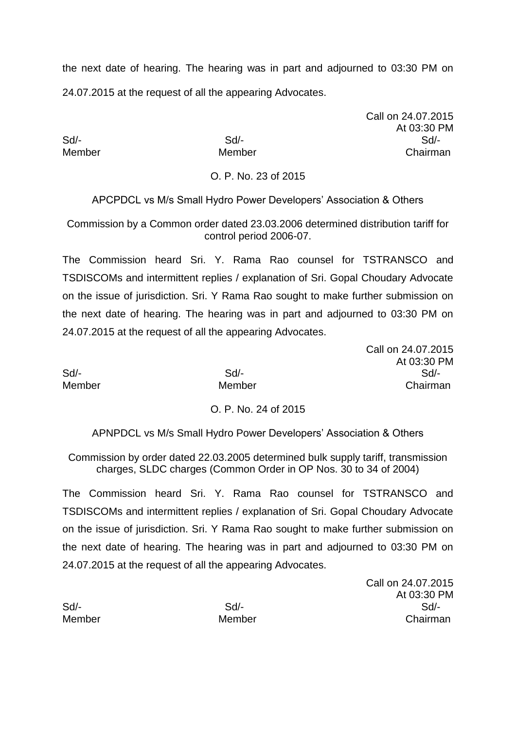the next date of hearing. The hearing was in part and adjourned to 03:30 PM on 24.07.2015 at the request of all the appearing Advocates.

Call on 24.07.2015
At 03:30 PM

| Sd/- | Sd/- | Sd/- |
|---|---|---|
| Member | Member | Chairman |

O. P. No. 23 of 2015

APCPDCL vs M/s Small Hydro Power Developers' Association & Others

Commission by a Common order dated 23.03.2006 determined distribution tariff for control period 2006-07.

The Commission heard Sri. Y. Rama Rao counsel for TSTRANSCO and TSDISCOMs and intermittent replies / explanation of Sri. Gopal Choudary Advocate on the issue of jurisdiction. Sri. Y Rama Rao sought to make further submission on the next date of hearing. The hearing was in part and adjourned to 03:30 PM on 24.07.2015 at the request of all the appearing Advocates.

Call on 24.07.2015
At 03:30 PM

| Sd/- | Sd/- | Sd/- |
|---|---|---|
| Member | Member | Chairman |

O. P. No. 24 of 2015

APNPDCL vs M/s Small Hydro Power Developers' Association & Others

Commission by order dated 22.03.2005 determined bulk supply tariff, transmission charges, SLDC charges (Common Order in OP Nos. 30 to 34 of 2004)

The Commission heard Sri. Y. Rama Rao counsel for TSTRANSCO and TSDISCOMs and intermittent replies / explanation of Sri. Gopal Choudary Advocate on the issue of jurisdiction. Sri. Y Rama Rao sought to make further submission on the next date of hearing. The hearing was in part and adjourned to 03:30 PM on 24.07.2015 at the request of all the appearing Advocates.

Call on 24.07.2015
At 03:30 PM

| Sd/- | Sd/- | Sd/- |
|---|---|---|
| Member | Member | Chairman |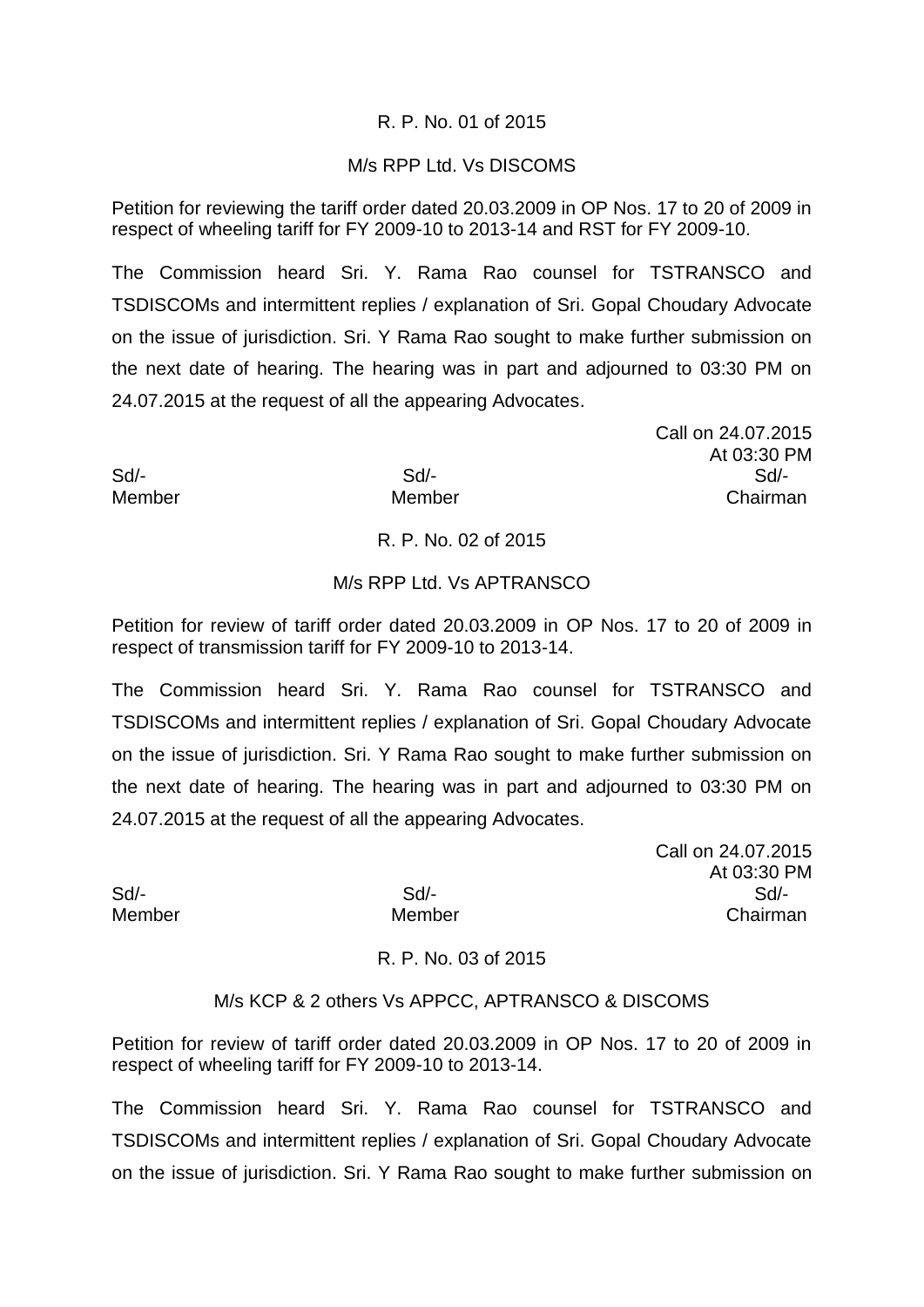R. P. No. 01 of 2015

M/s RPP Ltd. Vs DISCOMS

Petition for reviewing the tariff order dated 20.03.2009 in OP Nos. 17 to 20 of 2009 in respect of wheeling tariff for FY 2009-10 to 2013-14 and RST for FY 2009-10.

The Commission heard Sri. Y. Rama Rao counsel for TSTRANSCO and TSDISCOMs and intermittent replies / explanation of Sri. Gopal Choudary Advocate on the issue of jurisdiction. Sri. Y Rama Rao sought to make further submission on the next date of hearing. The hearing was in part and adjourned to 03:30 PM on 24.07.2015 at the request of all the appearing Advocates.

Call on 24.07.2015
At 03:30 PM

| Sd/- | Sd/- | Sd/- |
|---|---|---|
| Member | Member | Chairman |

R. P. No. 02 of 2015

M/s RPP Ltd. Vs APTRANSCO

Petition for review of tariff order dated 20.03.2009 in OP Nos. 17 to 20 of 2009 in respect of transmission tariff for FY 2009-10 to 2013-14.

The Commission heard Sri. Y. Rama Rao counsel for TSTRANSCO and TSDISCOMs and intermittent replies / explanation of Sri. Gopal Choudary Advocate on the issue of jurisdiction. Sri. Y Rama Rao sought to make further submission on the next date of hearing. The hearing was in part and adjourned to 03:30 PM on 24.07.2015 at the request of all the appearing Advocates.

Call on 24.07.2015
At 03:30 PM

| Sd/- | Sd/- | Sd/- |
|---|---|---|
| Member | Member | Chairman |

R. P. No. 03 of 2015

M/s KCP & 2 others Vs APPCC, APTRANSCO & DISCOMS

Petition for review of tariff order dated 20.03.2009 in OP Nos. 17 to 20 of 2009 in respect of wheeling tariff for FY 2009-10 to 2013-14.

The Commission heard Sri. Y. Rama Rao counsel for TSTRANSCO and TSDISCOMs and intermittent replies / explanation of Sri. Gopal Choudary Advocate on the issue of jurisdiction. Sri. Y Rama Rao sought to make further submission on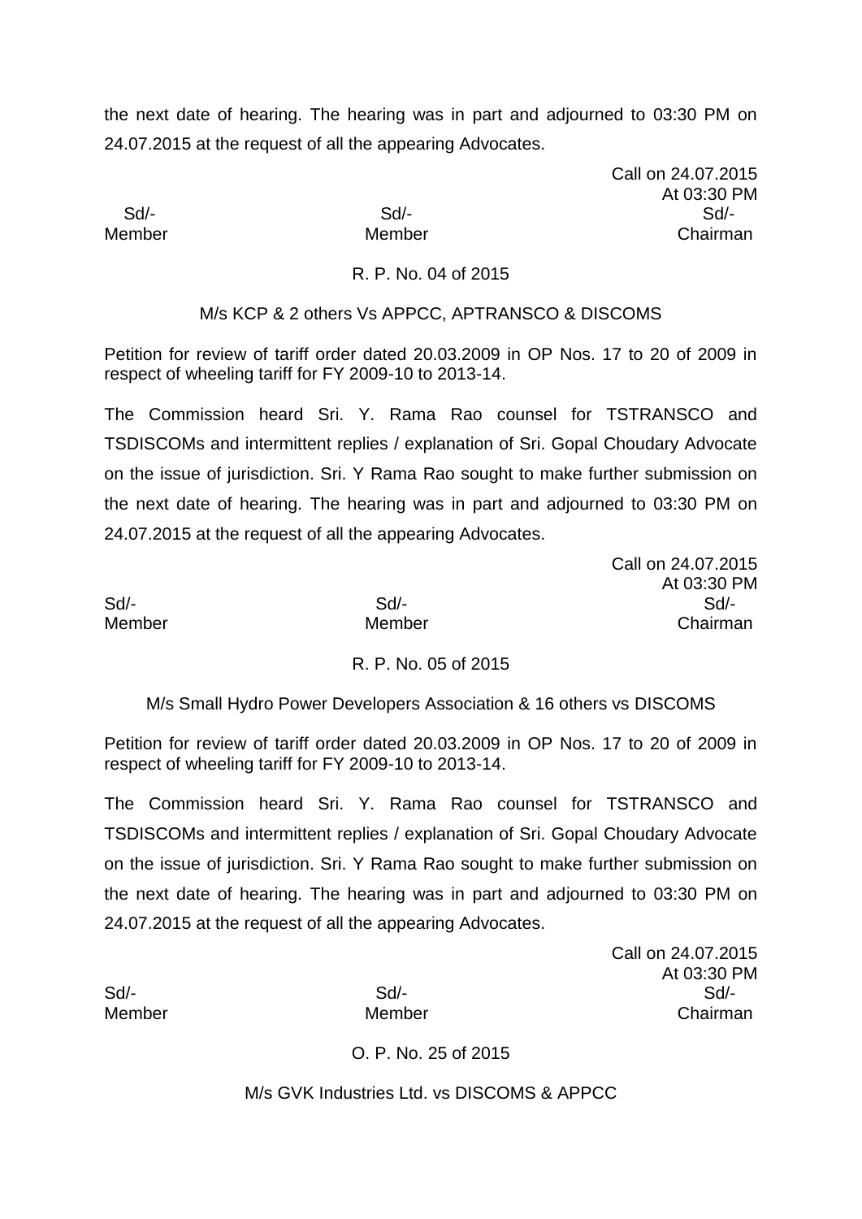the next date of hearing. The hearing was in part and adjourned to 03:30 PM on 24.07.2015 at the request of all the appearing Advocates.

Call on 24.07.2015
At 03:30 PM

| Sd/- | Sd/- | Sd/- |
|---|---|---|
| Member | Member | Chairman |

R. P. No. 04 of 2015

M/s KCP & 2 others Vs APPCC, APTRANSCO & DISCOMS

Petition for review of tariff order dated 20.03.2009 in OP Nos. 17 to 20 of 2009 in respect of wheeling tariff for FY 2009-10 to 2013-14.

The Commission heard Sri. Y. Rama Rao counsel for TSTRANSCO and TSDISCOMs and intermittent replies / explanation of Sri. Gopal Choudary Advocate on the issue of jurisdiction. Sri. Y Rama Rao sought to make further submission on the next date of hearing. The hearing was in part and adjourned to 03:30 PM on 24.07.2015 at the request of all the appearing Advocates.

Call on 24.07.2015
At 03:30 PM

| Sd/- | Sd/- | Sd/- |
|---|---|---|
| Member | Member | Chairman |

R. P. No. 05 of 2015

M/s Small Hydro Power Developers Association & 16 others vs DISCOMS

Petition for review of tariff order dated 20.03.2009 in OP Nos. 17 to 20 of 2009 in respect of wheeling tariff for FY 2009-10 to 2013-14.

The Commission heard Sri. Y. Rama Rao counsel for TSTRANSCO and TSDISCOMs and intermittent replies / explanation of Sri. Gopal Choudary Advocate on the issue of jurisdiction. Sri. Y Rama Rao sought to make further submission on the next date of hearing. The hearing was in part and adjourned to 03:30 PM on 24.07.2015 at the request of all the appearing Advocates.

Call on 24.07.2015
At 03:30 PM

| Sd/- | Sd/- | Sd/- |
|---|---|---|
| Member | Member | Chairman |

O. P. No. 25 of 2015

M/s GVK Industries Ltd. vs DISCOMS & APPCC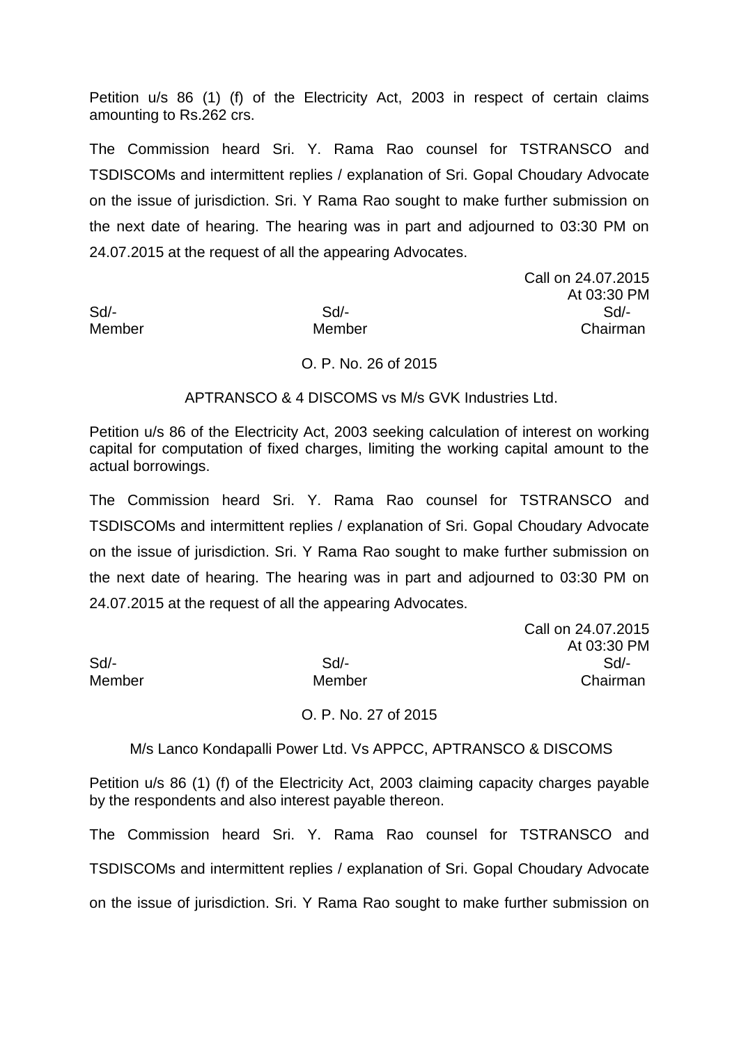Petition u/s 86 (1) (f) of the Electricity Act, 2003 in respect of certain claims amounting to Rs.262 crs.

The Commission heard Sri. Y. Rama Rao counsel for TSTRANSCO and TSDISCOMs and intermittent replies / explanation of Sri. Gopal Choudary Advocate on the issue of jurisdiction. Sri. Y Rama Rao sought to make further submission on the next date of hearing. The hearing was in part and adjourned to 03:30 PM on 24.07.2015 at the request of all the appearing Advocates.

Call on 24.07.2015
At 03:30 PM

| Sd/- | Sd/- | Sd/- |
|---|---|---|
| Member | Member | Chairman |

O. P. No. 26 of 2015

APTRANSCO & 4 DISCOMS vs M/s GVK Industries Ltd.

Petition u/s 86 of the Electricity Act, 2003 seeking calculation of interest on working capital for computation of fixed charges, limiting the working capital amount to the actual borrowings.

The Commission heard Sri. Y. Rama Rao counsel for TSTRANSCO and TSDISCOMs and intermittent replies / explanation of Sri. Gopal Choudary Advocate on the issue of jurisdiction. Sri. Y Rama Rao sought to make further submission on the next date of hearing. The hearing was in part and adjourned to 03:30 PM on 24.07.2015 at the request of all the appearing Advocates.

Call on 24.07.2015
At 03:30 PM

| Sd/- | Sd/- | Sd/- |
|---|---|---|
| Member | Member | Chairman |

O. P. No. 27 of 2015

M/s Lanco Kondapalli Power Ltd. Vs APPCC, APTRANSCO & DISCOMS

Petition u/s 86 (1) (f) of the Electricity Act, 2003 claiming capacity charges payable by the respondents and also interest payable thereon.

The Commission heard Sri. Y. Rama Rao counsel for TSTRANSCO and TSDISCOMs and intermittent replies / explanation of Sri. Gopal Choudary Advocate on the issue of jurisdiction. Sri. Y Rama Rao sought to make further submission on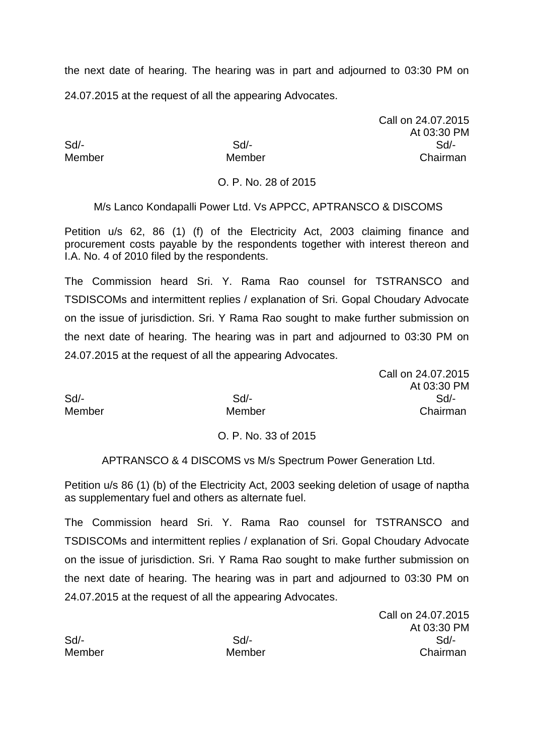the next date of hearing. The hearing was in part and adjourned to 03:30 PM on 24.07.2015 at the request of all the appearing Advocates.

Call on 24.07.2015
At 03:30 PM

| Sd/- | Sd/- | Sd/- |
|---|---|---|
| Member | Member | Chairman |

O. P. No. 28 of 2015

M/s Lanco Kondapalli Power Ltd. Vs APPCC, APTRANSCO & DISCOMS

Petition u/s 62, 86 (1) (f) of the Electricity Act, 2003 claiming finance and procurement costs payable by the respondents together with interest thereon and I.A. No. 4 of 2010 filed by the respondents.

The Commission heard Sri. Y. Rama Rao counsel for TSTRANSCO and TSDISCOMs and intermittent replies / explanation of Sri. Gopal Choudary Advocate on the issue of jurisdiction. Sri. Y Rama Rao sought to make further submission on the next date of hearing. The hearing was in part and adjourned to 03:30 PM on 24.07.2015 at the request of all the appearing Advocates.

Call on 24.07.2015
At 03:30 PM

| Sd/- | Sd/- | Sd/- |
|---|---|---|
| Member | Member | Chairman |

O. P. No. 33 of 2015

APTRANSCO & 4 DISCOMS vs M/s Spectrum Power Generation Ltd.

Petition u/s 86 (1) (b) of the Electricity Act, 2003 seeking deletion of usage of naptha as supplementary fuel and others as alternate fuel.

The Commission heard Sri. Y. Rama Rao counsel for TSTRANSCO and TSDISCOMs and intermittent replies / explanation of Sri. Gopal Choudary Advocate on the issue of jurisdiction. Sri. Y Rama Rao sought to make further submission on the next date of hearing. The hearing was in part and adjourned to 03:30 PM on 24.07.2015 at the request of all the appearing Advocates.

Call on 24.07.2015
At 03:30 PM

| Sd/- | Sd/- | Sd/- |
|---|---|---|
| Member | Member | Chairman |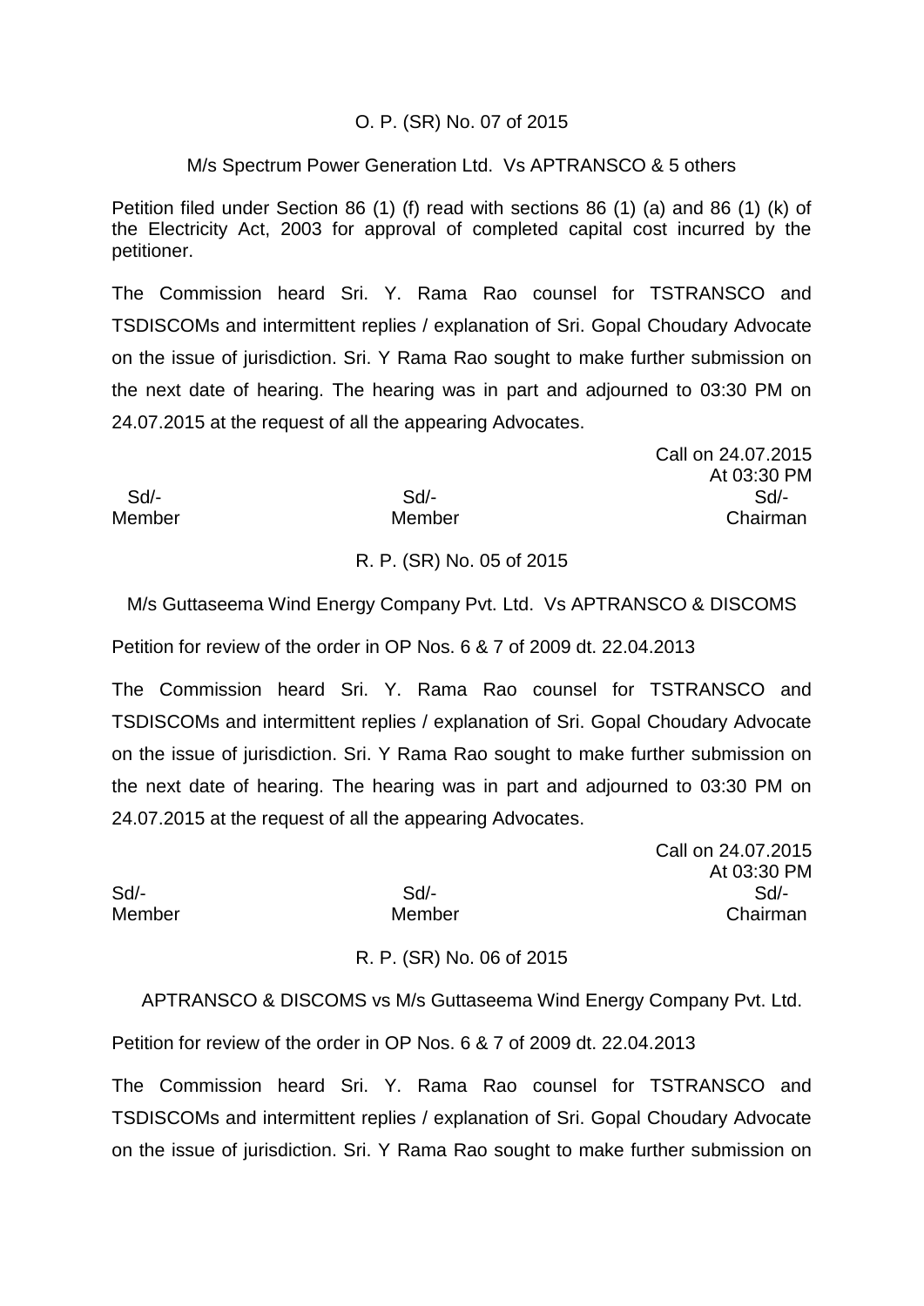O. P. (SR) No. 07 of 2015

M/s Spectrum Power Generation Ltd. Vs APTRANSCO & 5 others

Petition filed under Section 86 (1) (f) read with sections 86 (1) (a) and 86 (1) (k) of the Electricity Act, 2003 for approval of completed capital cost incurred by the petitioner.

The Commission heard Sri. Y. Rama Rao counsel for TSTRANSCO and TSDISCOMs and intermittent replies / explanation of Sri. Gopal Choudary Advocate on the issue of jurisdiction. Sri. Y Rama Rao sought to make further submission on the next date of hearing. The hearing was in part and adjourned to 03:30 PM on 24.07.2015 at the request of all the appearing Advocates.

Call on 24.07.2015
At 03:30 PM

| Sd/- | Sd/- | Sd/- |
|---|---|---|
| Member | Member | Chairman |

R. P. (SR) No. 05 of 2015

M/s Guttaseema Wind Energy Company Pvt. Ltd. Vs APTRANSCO & DISCOMS

Petition for review of the order in OP Nos. 6 & 7 of 2009 dt. 22.04.2013

The Commission heard Sri. Y. Rama Rao counsel for TSTRANSCO and TSDISCOMs and intermittent replies / explanation of Sri. Gopal Choudary Advocate on the issue of jurisdiction. Sri. Y Rama Rao sought to make further submission on the next date of hearing. The hearing was in part and adjourned to 03:30 PM on 24.07.2015 at the request of all the appearing Advocates.

Call on 24.07.2015
At 03:30 PM

| Sd/- | Sd/- | Sd/- |
|---|---|---|
| Member | Member | Chairman |

R. P. (SR) No. 06 of 2015

APTRANSCO & DISCOMS vs M/s Guttaseema Wind Energy Company Pvt. Ltd.

Petition for review of the order in OP Nos. 6 & 7 of 2009 dt. 22.04.2013

The Commission heard Sri. Y. Rama Rao counsel for TSTRANSCO and TSDISCOMs and intermittent replies / explanation of Sri. Gopal Choudary Advocate on the issue of jurisdiction. Sri. Y Rama Rao sought to make further submission on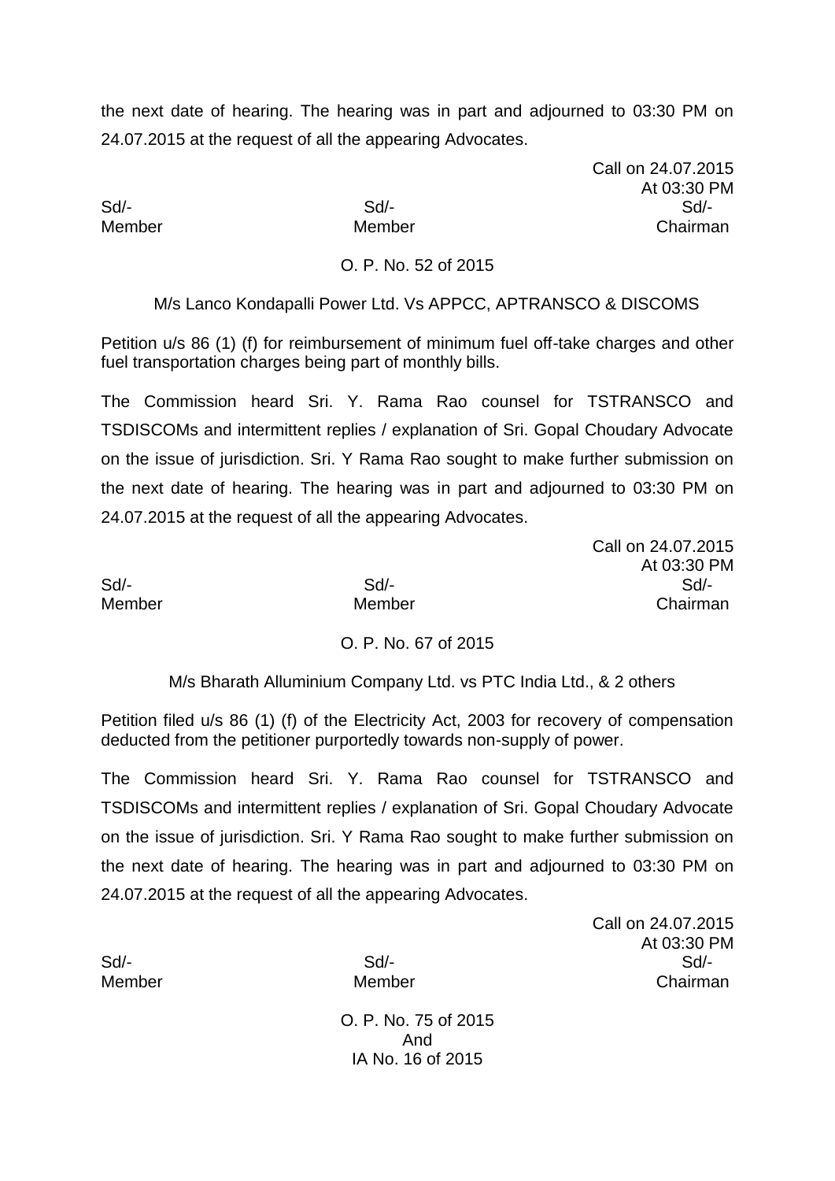the next date of hearing. The hearing was in part and adjourned to 03:30 PM on 24.07.2015 at the request of all the appearing Advocates.

Call on 24.07.2015
At 03:30 PM

| Sd/- | Sd/- | Sd/- |
|---|---|---|
| Member | Member | Chairman |

O. P. No. 52 of 2015

M/s Lanco Kondapalli Power Ltd. Vs APPCC, APTRANSCO & DISCOMS

Petition u/s 86 (1) (f) for reimbursement of minimum fuel off-take charges and other fuel transportation charges being part of monthly bills.

The Commission heard Sri. Y. Rama Rao counsel for TSTRANSCO and TSDISCOMs and intermittent replies / explanation of Sri. Gopal Choudary Advocate on the issue of jurisdiction. Sri. Y Rama Rao sought to make further submission on the next date of hearing. The hearing was in part and adjourned to 03:30 PM on 24.07.2015 at the request of all the appearing Advocates.

Call on 24.07.2015
At 03:30 PM

| Sd/- | Sd/- | Sd/- |
|---|---|---|
| Member | Member | Chairman |

O. P. No. 67 of 2015

M/s Bharath Alluminium Company Ltd. vs PTC India Ltd., & 2 others

Petition filed u/s 86 (1) (f) of the Electricity Act, 2003 for recovery of compensation deducted from the petitioner purportedly towards non-supply of power.

The Commission heard Sri. Y. Rama Rao counsel for TSTRANSCO and TSDISCOMs and intermittent replies / explanation of Sri. Gopal Choudary Advocate on the issue of jurisdiction. Sri. Y Rama Rao sought to make further submission on the next date of hearing. The hearing was in part and adjourned to 03:30 PM on 24.07.2015 at the request of all the appearing Advocates.

Call on 24.07.2015
At 03:30 PM

| Sd/- | Sd/- | Sd/- |
|---|---|---|
| Member | Member | Chairman |

O. P. No. 75 of 2015
And
IA No. 16 of 2015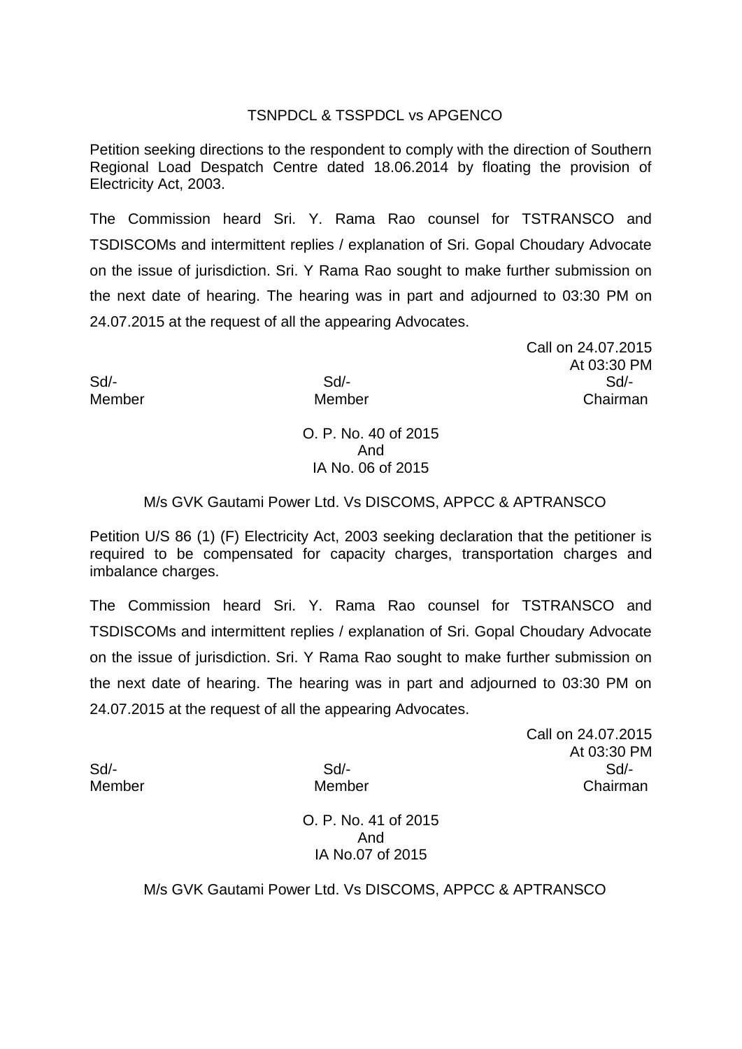TSNPDCL & TSSPDCL vs APGENCO

Petition seeking directions to the respondent to comply with the direction of Southern Regional Load Despatch Centre dated 18.06.2014 by floating the provision of Electricity Act, 2003.

The Commission heard Sri. Y. Rama Rao counsel for TSTRANSCO and TSDISCOMs and intermittent replies / explanation of Sri. Gopal Choudary Advocate on the issue of jurisdiction. Sri. Y Rama Rao sought to make further submission on the next date of hearing. The hearing was in part and adjourned to 03:30 PM on 24.07.2015 at the request of all the appearing Advocates.

Call on 24.07.2015
At 03:30 PM

| Sd/- | Sd/- | Sd/- |
|---|---|---|
| Member | Member | Chairman |

O. P. No. 40 of 2015
And
IA No. 06 of 2015

M/s GVK Gautami Power Ltd. Vs DISCOMS, APPCC & APTRANSCO

Petition U/S 86 (1) (F) Electricity Act, 2003 seeking declaration that the petitioner is required to be compensated for capacity charges, transportation charges and imbalance charges.

The Commission heard Sri. Y. Rama Rao counsel for TSTRANSCO and TSDISCOMs and intermittent replies / explanation of Sri. Gopal Choudary Advocate on the issue of jurisdiction. Sri. Y Rama Rao sought to make further submission on the next date of hearing. The hearing was in part and adjourned to 03:30 PM on 24.07.2015 at the request of all the appearing Advocates.

Call on 24.07.2015
At 03:30 PM

| Sd/- | Sd/- | Sd/- |
|---|---|---|
| Member | Member | Chairman |

O. P. No. 41 of 2015
And
IA No.07 of 2015

M/s GVK Gautami Power Ltd. Vs DISCOMS, APPCC & APTRANSCO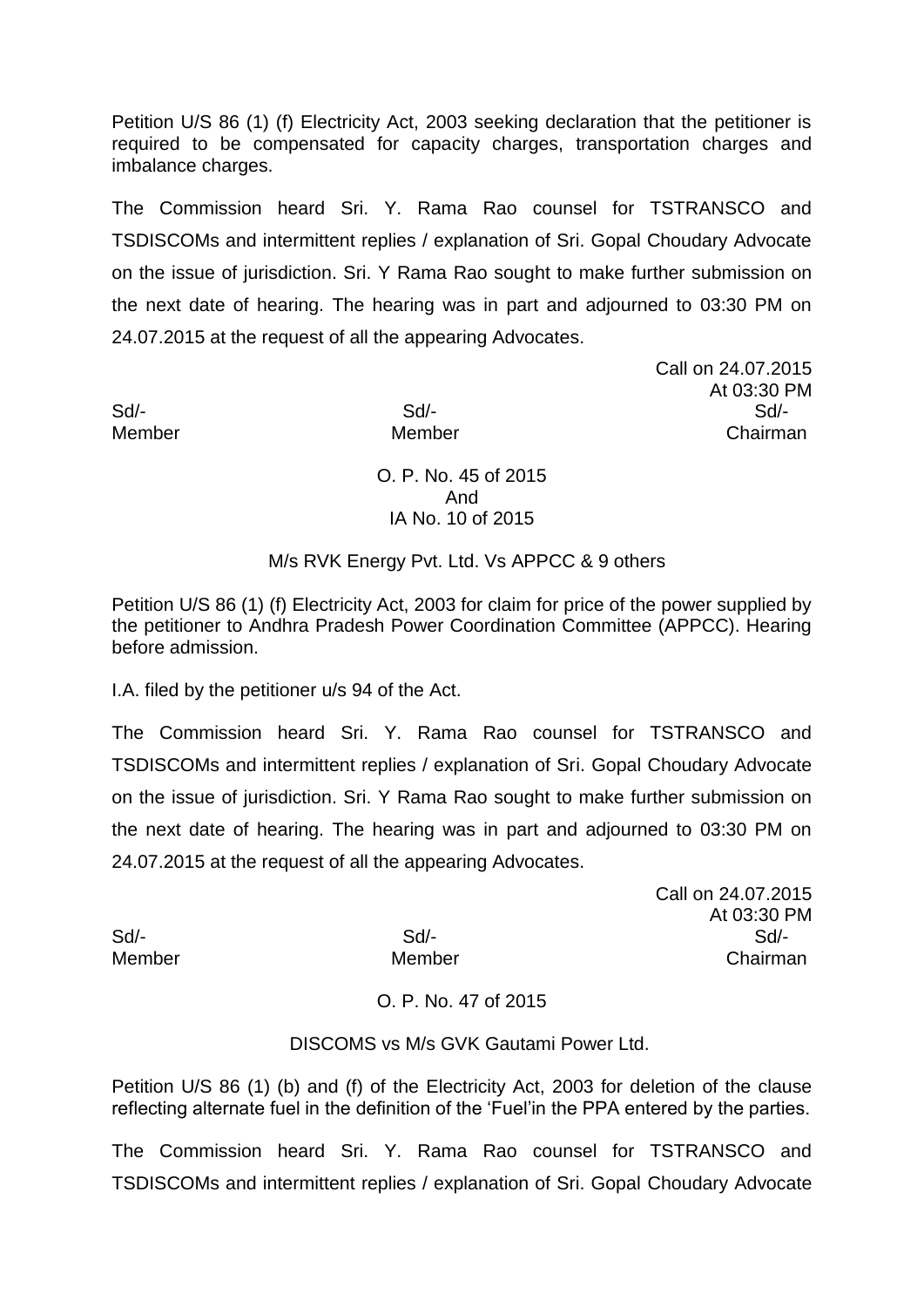Petition U/S 86 (1) (f) Electricity Act, 2003 seeking declaration that the petitioner is required to be compensated for capacity charges, transportation charges and imbalance charges.

The Commission heard Sri. Y. Rama Rao counsel for TSTRANSCO and TSDISCOMs and intermittent replies / explanation of Sri. Gopal Choudary Advocate on the issue of jurisdiction. Sri. Y Rama Rao sought to make further submission on the next date of hearing. The hearing was in part and adjourned to 03:30 PM on 24.07.2015 at the request of all the appearing Advocates.

Call on 24.07.2015
At 03:30 PM

| Sd/- | Sd/- | Sd/- |
|---|---|---|
| Member | Member | Chairman |

O. P. No. 45 of 2015
And
IA No. 10 of 2015

M/s RVK Energy Pvt. Ltd. Vs APPCC & 9 others

Petition U/S 86 (1) (f) Electricity Act, 2003 for claim for price of the power supplied by the petitioner to Andhra Pradesh Power Coordination Committee (APPCC). Hearing before admission.

I.A. filed by the petitioner u/s 94 of the Act.

The Commission heard Sri. Y. Rama Rao counsel for TSTRANSCO and TSDISCOMs and intermittent replies / explanation of Sri. Gopal Choudary Advocate on the issue of jurisdiction. Sri. Y Rama Rao sought to make further submission on the next date of hearing. The hearing was in part and adjourned to 03:30 PM on 24.07.2015 at the request of all the appearing Advocates.

Call on 24.07.2015
At 03:30 PM

| Sd/- | Sd/- | Sd/- |
|---|---|---|
| Member | Member | Chairman |

O. P. No. 47 of 2015

DISCOMS vs M/s GVK Gautami Power Ltd.

Petition U/S 86 (1) (b) and (f) of the Electricity Act, 2003 for deletion of the clause reflecting alternate fuel in the definition of the 'Fuel'in the PPA entered by the parties.

The Commission heard Sri. Y. Rama Rao counsel for TSTRANSCO and TSDISCOMs and intermittent replies / explanation of Sri. Gopal Choudary Advocate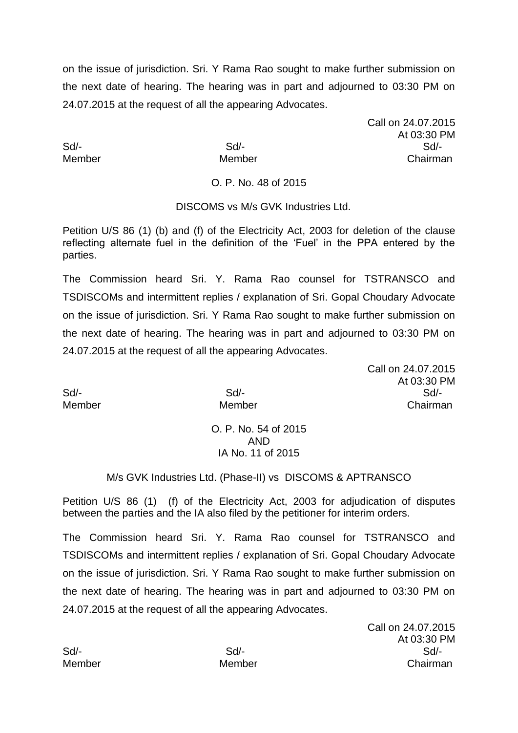on the issue of jurisdiction. Sri. Y Rama Rao sought to make further submission on the next date of hearing. The hearing was in part and adjourned to 03:30 PM on 24.07.2015 at the request of all the appearing Advocates.

Call on 24.07.2015
At 03:30 PM

| Sd/- | Sd/- | Sd/- |
|---|---|---|
| Member | Member | Chairman |

O. P. No. 48 of 2015

DISCOMS vs M/s GVK Industries Ltd.

Petition U/S 86 (1) (b) and (f) of the Electricity Act, 2003 for deletion of the clause reflecting alternate fuel in the definition of the 'Fuel' in the PPA entered by the parties.

The Commission heard Sri. Y. Rama Rao counsel for TSTRANSCO and TSDISCOMs and intermittent replies / explanation of Sri. Gopal Choudary Advocate on the issue of jurisdiction. Sri. Y Rama Rao sought to make further submission on the next date of hearing. The hearing was in part and adjourned to 03:30 PM on 24.07.2015 at the request of all the appearing Advocates.

Call on 24.07.2015
At 03:30 PM

| Sd/- | Sd/- | Sd/- |
|---|---|---|
| Member | Member | Chairman |

O. P. No. 54 of 2015
AND
IA No. 11 of 2015

M/s GVK Industries Ltd. (Phase-II) vs DISCOMS & APTRANSCO

Petition U/S 86 (1) (f) of the Electricity Act, 2003 for adjudication of disputes between the parties and the IA also filed by the petitioner for interim orders.

The Commission heard Sri. Y. Rama Rao counsel for TSTRANSCO and TSDISCOMs and intermittent replies / explanation of Sri. Gopal Choudary Advocate on the issue of jurisdiction. Sri. Y Rama Rao sought to make further submission on the next date of hearing. The hearing was in part and adjourned to 03:30 PM on 24.07.2015 at the request of all the appearing Advocates.

Call on 24.07.2015
At 03:30 PM

| Sd/- | Sd/- | Sd/- |
|---|---|---|
| Member | Member | Chairman |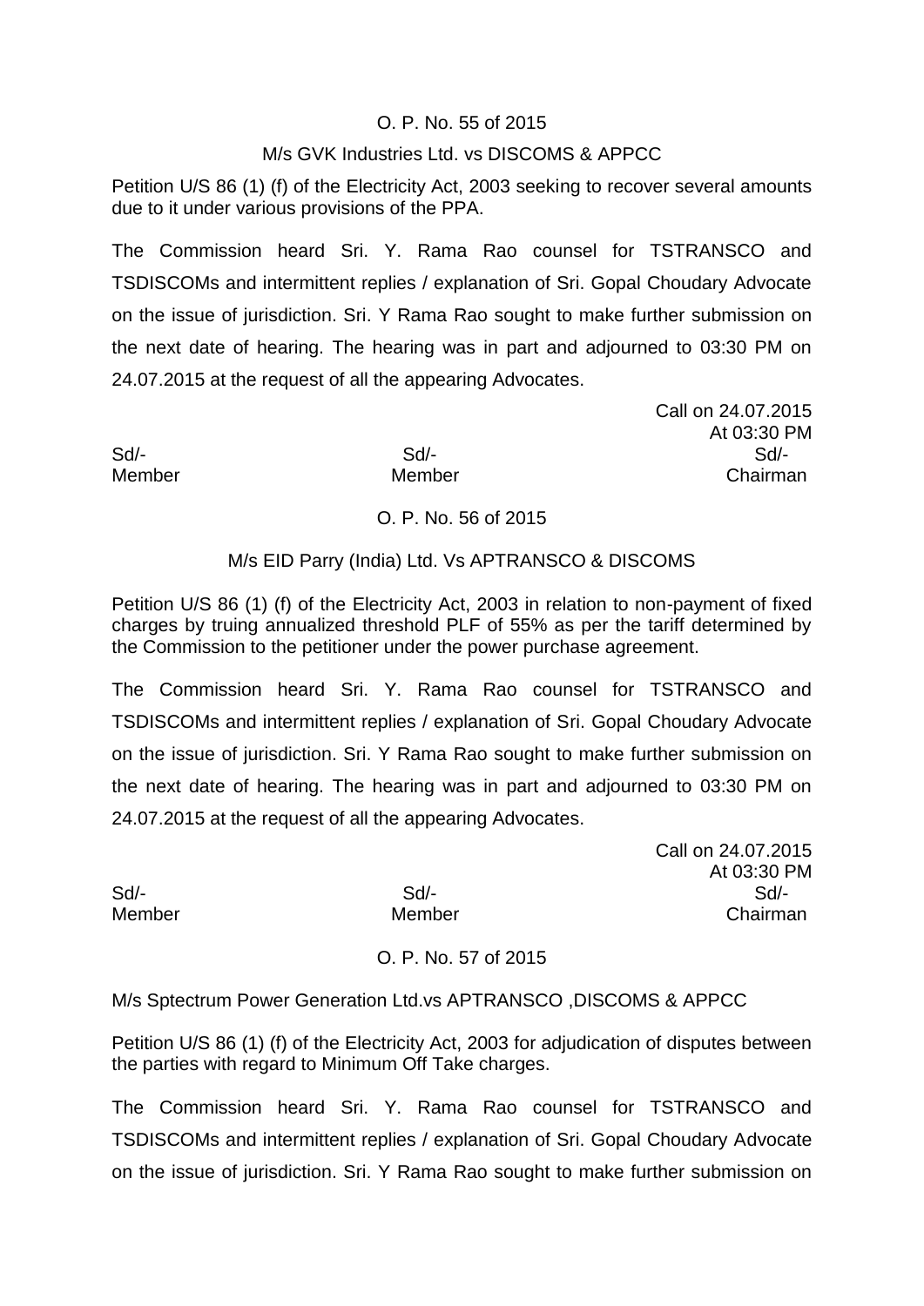O. P. No. 55 of 2015

M/s GVK Industries Ltd. vs DISCOMS & APPCC

Petition U/S 86 (1) (f) of the Electricity Act, 2003 seeking to recover several amounts due to it under various provisions of the PPA.

The Commission heard Sri. Y. Rama Rao counsel for TSTRANSCO and TSDISCOMs and intermittent replies / explanation of Sri. Gopal Choudary Advocate on the issue of jurisdiction. Sri. Y Rama Rao sought to make further submission on the next date of hearing. The hearing was in part and adjourned to 03:30 PM on 24.07.2015 at the request of all the appearing Advocates.

Call on 24.07.2015
At 03:30 PM

| Sd/- | Sd/- | Sd/- |
|---|---|---|
| Member | Member | Chairman |

O. P. No. 56 of 2015

M/s EID Parry (India) Ltd. Vs APTRANSCO & DISCOMS

Petition U/S 86 (1) (f) of the Electricity Act, 2003 in relation to non-payment of fixed charges by truing annualized threshold PLF of 55% as per the tariff determined by the Commission to the petitioner under the power purchase agreement.

The Commission heard Sri. Y. Rama Rao counsel for TSTRANSCO and TSDISCOMs and intermittent replies / explanation of Sri. Gopal Choudary Advocate on the issue of jurisdiction. Sri. Y Rama Rao sought to make further submission on the next date of hearing. The hearing was in part and adjourned to 03:30 PM on 24.07.2015 at the request of all the appearing Advocates.

Call on 24.07.2015
At 03:30 PM

| Sd/- | Sd/- | Sd/- |
|---|---|---|
| Member | Member | Chairman |

O. P. No. 57 of 2015

M/s Sptectrum Power Generation Ltd.vs APTRANSCO ,DISCOMS & APPCC

Petition U/S 86 (1) (f) of the Electricity Act, 2003 for adjudication of disputes between the parties with regard to Minimum Off Take charges.

The Commission heard Sri. Y. Rama Rao counsel for TSTRANSCO and TSDISCOMs and intermittent replies / explanation of Sri. Gopal Choudary Advocate on the issue of jurisdiction. Sri. Y Rama Rao sought to make further submission on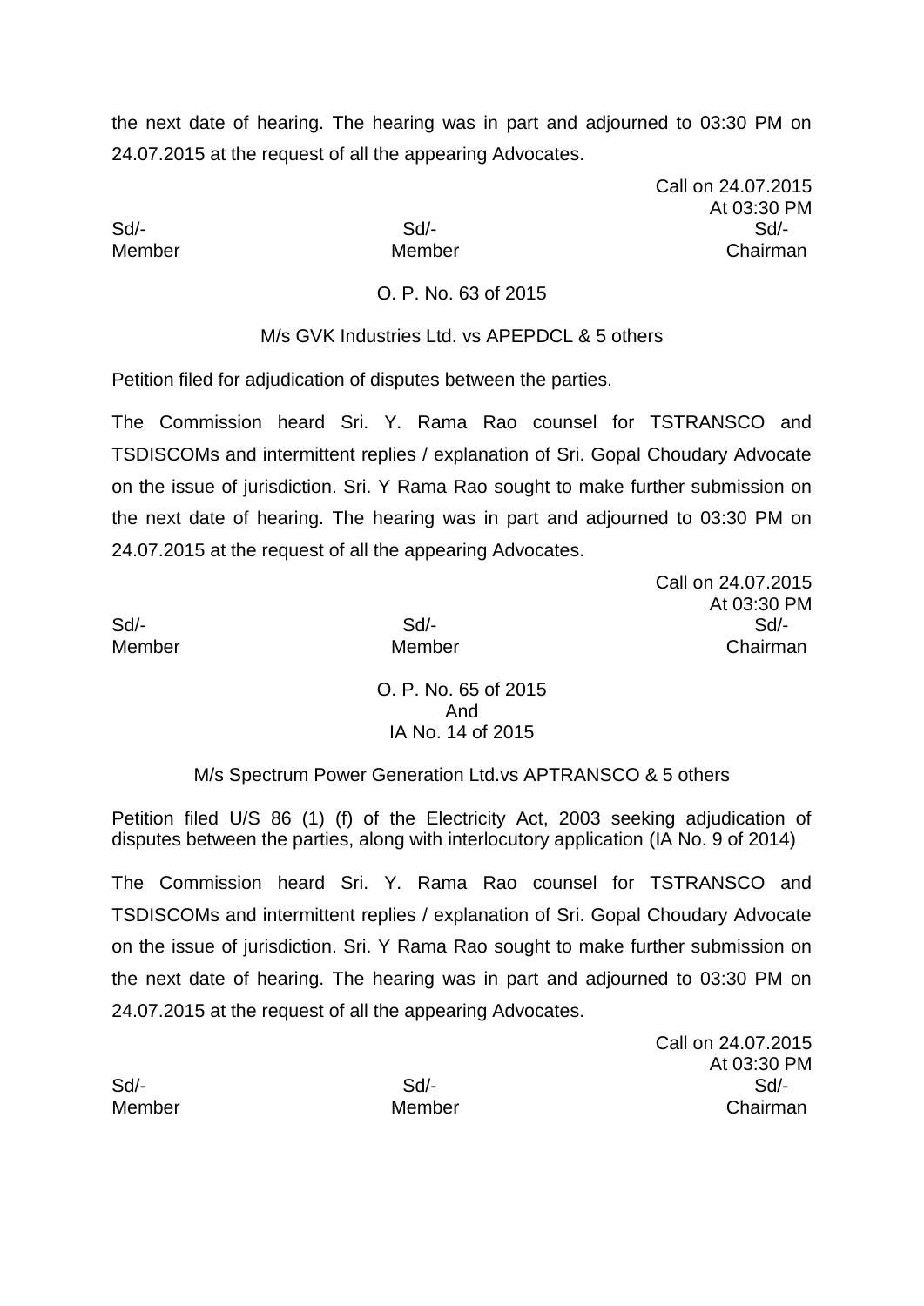the next date of hearing. The hearing was in part and adjourned to 03:30 PM on 24.07.2015 at the request of all the appearing Advocates.

Call on 24.07.2015
At 03:30 PM

| Sd/- | Sd/- | Sd/- |
|---|---|---|
| Member | Member | Chairman |

O. P. No. 63 of 2015

M/s GVK Industries Ltd. vs APEPDCL & 5 others

Petition filed for adjudication of disputes between the parties.

The Commission heard Sri. Y. Rama Rao counsel for TSTRANSCO and TSDISCOMs and intermittent replies / explanation of Sri. Gopal Choudary Advocate on the issue of jurisdiction. Sri. Y Rama Rao sought to make further submission on the next date of hearing. The hearing was in part and adjourned to 03:30 PM on 24.07.2015 at the request of all the appearing Advocates.

Call on 24.07.2015
At 03:30 PM

| Sd/- | Sd/- | Sd/- |
|---|---|---|
| Member | Member | Chairman |

O. P. No. 65 of 2015
And
IA No. 14 of 2015

M/s Spectrum Power Generation Ltd.vs APTRANSCO & 5 others

Petition filed U/S 86 (1) (f) of the Electricity Act, 2003 seeking adjudication of disputes between the parties, along with interlocutory application (IA No. 9 of 2014)

The Commission heard Sri. Y. Rama Rao counsel for TSTRANSCO and TSDISCOMs and intermittent replies / explanation of Sri. Gopal Choudary Advocate on the issue of jurisdiction. Sri. Y Rama Rao sought to make further submission on the next date of hearing. The hearing was in part and adjourned to 03:30 PM on 24.07.2015 at the request of all the appearing Advocates.

Call on 24.07.2015
At 03:30 PM

| Sd/- | Sd/- | Sd/- |
|---|---|---|
| Member | Member | Chairman |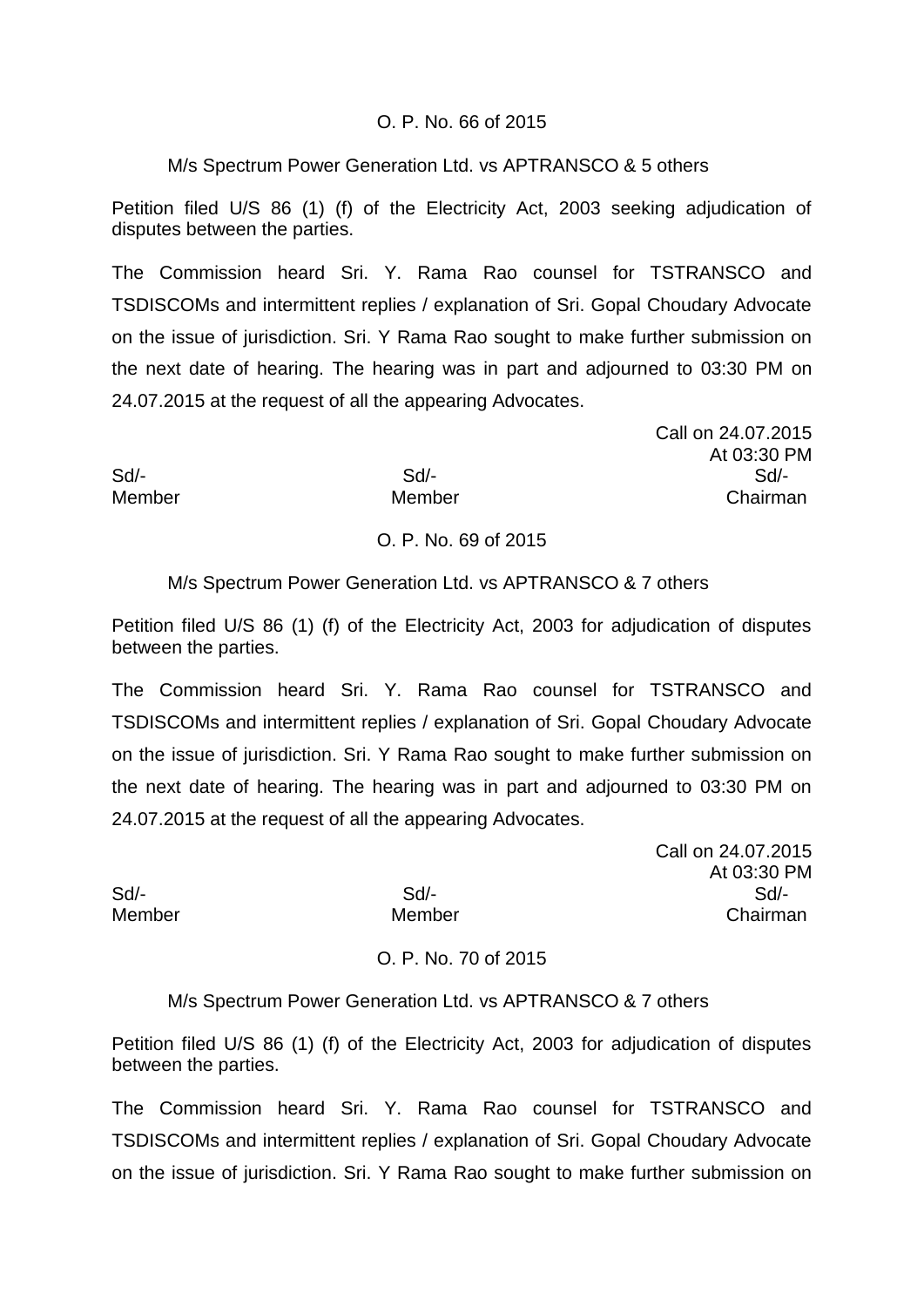O. P. No. 66 of 2015

M/s Spectrum Power Generation Ltd. vs APTRANSCO & 5 others

Petition filed U/S 86 (1) (f) of the Electricity Act, 2003 seeking adjudication of disputes between the parties.

The Commission heard Sri. Y. Rama Rao counsel for TSTRANSCO and TSDISCOMs and intermittent replies / explanation of Sri. Gopal Choudary Advocate on the issue of jurisdiction. Sri. Y Rama Rao sought to make further submission on the next date of hearing. The hearing was in part and adjourned to 03:30 PM on 24.07.2015 at the request of all the appearing Advocates.

Call on 24.07.2015
At 03:30 PM

| Sd/- | Sd/- | Sd/- |
|---|---|---|
| Member | Member | Chairman |

O. P. No. 69 of 2015

M/s Spectrum Power Generation Ltd. vs APTRANSCO & 7 others

Petition filed U/S 86 (1) (f) of the Electricity Act, 2003 for adjudication of disputes between the parties.

The Commission heard Sri. Y. Rama Rao counsel for TSTRANSCO and TSDISCOMs and intermittent replies / explanation of Sri. Gopal Choudary Advocate on the issue of jurisdiction. Sri. Y Rama Rao sought to make further submission on the next date of hearing. The hearing was in part and adjourned to 03:30 PM on 24.07.2015 at the request of all the appearing Advocates.

Call on 24.07.2015
At 03:30 PM

| Sd/- | Sd/- | Sd/- |
|---|---|---|
| Member | Member | Chairman |

O. P. No. 70 of 2015

M/s Spectrum Power Generation Ltd. vs APTRANSCO & 7 others

Petition filed U/S 86 (1) (f) of the Electricity Act, 2003 for adjudication of disputes between the parties.

The Commission heard Sri. Y. Rama Rao counsel for TSTRANSCO and TSDISCOMs and intermittent replies / explanation of Sri. Gopal Choudary Advocate on the issue of jurisdiction. Sri. Y Rama Rao sought to make further submission on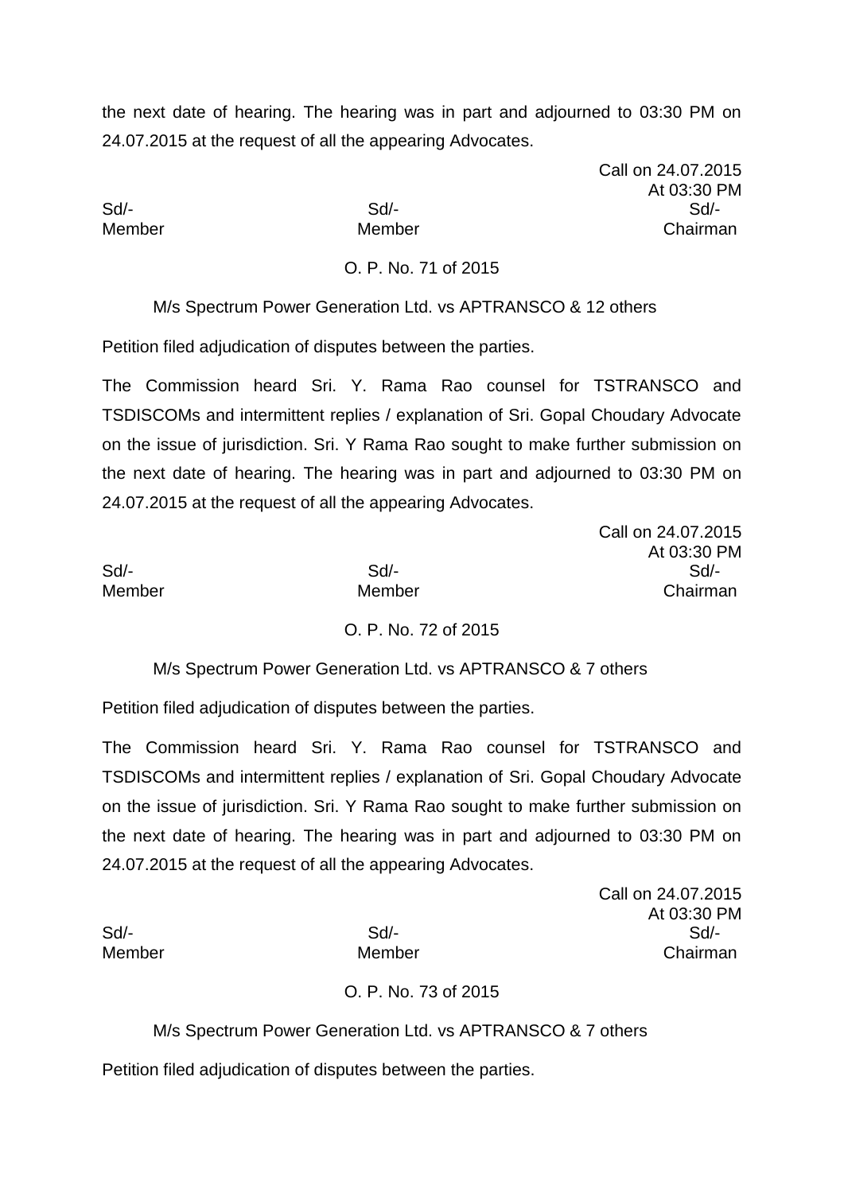the next date of hearing. The hearing was in part and adjourned to 03:30 PM on 24.07.2015 at the request of all the appearing Advocates.

Call on 24.07.2015
At 03:30 PM

| Sd/- | Sd/- | Sd/- |
|---|---|---|
| Member | Member | Chairman |

O. P. No. 71 of 2015

M/s Spectrum Power Generation Ltd. vs APTRANSCO & 12 others

Petition filed adjudication of disputes between the parties.

The Commission heard Sri. Y. Rama Rao counsel for TSTRANSCO and TSDISCOMs and intermittent replies / explanation of Sri. Gopal Choudary Advocate on the issue of jurisdiction. Sri. Y Rama Rao sought to make further submission on the next date of hearing. The hearing was in part and adjourned to 03:30 PM on 24.07.2015 at the request of all the appearing Advocates.

Call on 24.07.2015
At 03:30 PM

| Sd/- | Sd/- | Sd/- |
|---|---|---|
| Member | Member | Chairman |

O. P. No. 72 of 2015

M/s Spectrum Power Generation Ltd. vs APTRANSCO & 7 others

Petition filed adjudication of disputes between the parties.

The Commission heard Sri. Y. Rama Rao counsel for TSTRANSCO and TSDISCOMs and intermittent replies / explanation of Sri. Gopal Choudary Advocate on the issue of jurisdiction. Sri. Y Rama Rao sought to make further submission on the next date of hearing. The hearing was in part and adjourned to 03:30 PM on 24.07.2015 at the request of all the appearing Advocates.

Call on 24.07.2015
At 03:30 PM

| Sd/- | Sd/- | Sd/- |
|---|---|---|
| Member | Member | Chairman |

O. P. No. 73 of 2015

M/s Spectrum Power Generation Ltd. vs APTRANSCO & 7 others

Petition filed adjudication of disputes between the parties.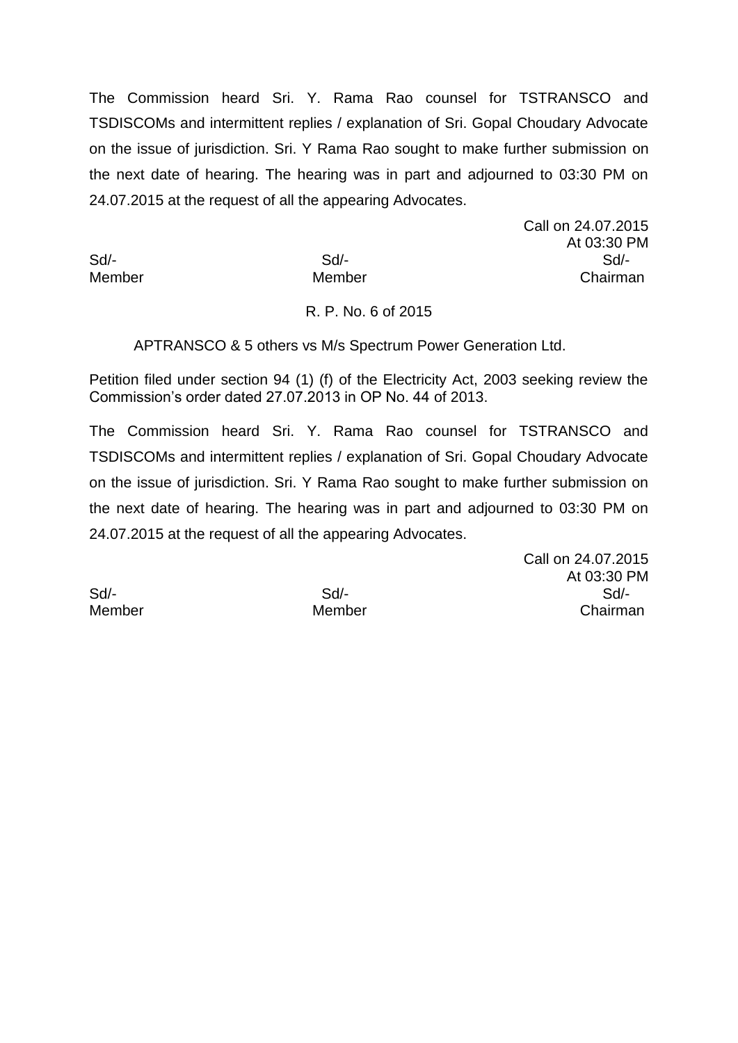The Commission heard Sri. Y. Rama Rao counsel for TSTRANSCO and TSDISCOMs and intermittent replies / explanation of Sri. Gopal Choudary Advocate on the issue of jurisdiction. Sri. Y Rama Rao sought to make further submission on the next date of hearing. The hearing was in part and adjourned to 03:30 PM on 24.07.2015 at the request of all the appearing Advocates.

Call on 24.07.2015
At 03:30 PM

| | | |
|---|---|---|
| Sd/- | Sd/- | Sd/- |
| Member | Member | Chairman |

R. P. No. 6 of 2015

APTRANSCO & 5 others vs M/s Spectrum Power Generation Ltd.

Petition filed under section 94 (1) (f) of the Electricity Act, 2003 seeking review the Commission's order dated 27.07.2013 in OP No. 44 of 2013.

The Commission heard Sri. Y. Rama Rao counsel for TSTRANSCO and TSDISCOMs and intermittent replies / explanation of Sri. Gopal Choudary Advocate on the issue of jurisdiction. Sri. Y Rama Rao sought to make further submission on the next date of hearing. The hearing was in part and adjourned to 03:30 PM on 24.07.2015 at the request of all the appearing Advocates.

Call on 24.07.2015
At 03:30 PM

| | | |
|---|---|---|
| Sd/- | Sd/- | Sd/- |
| Member | Member | Chairman |